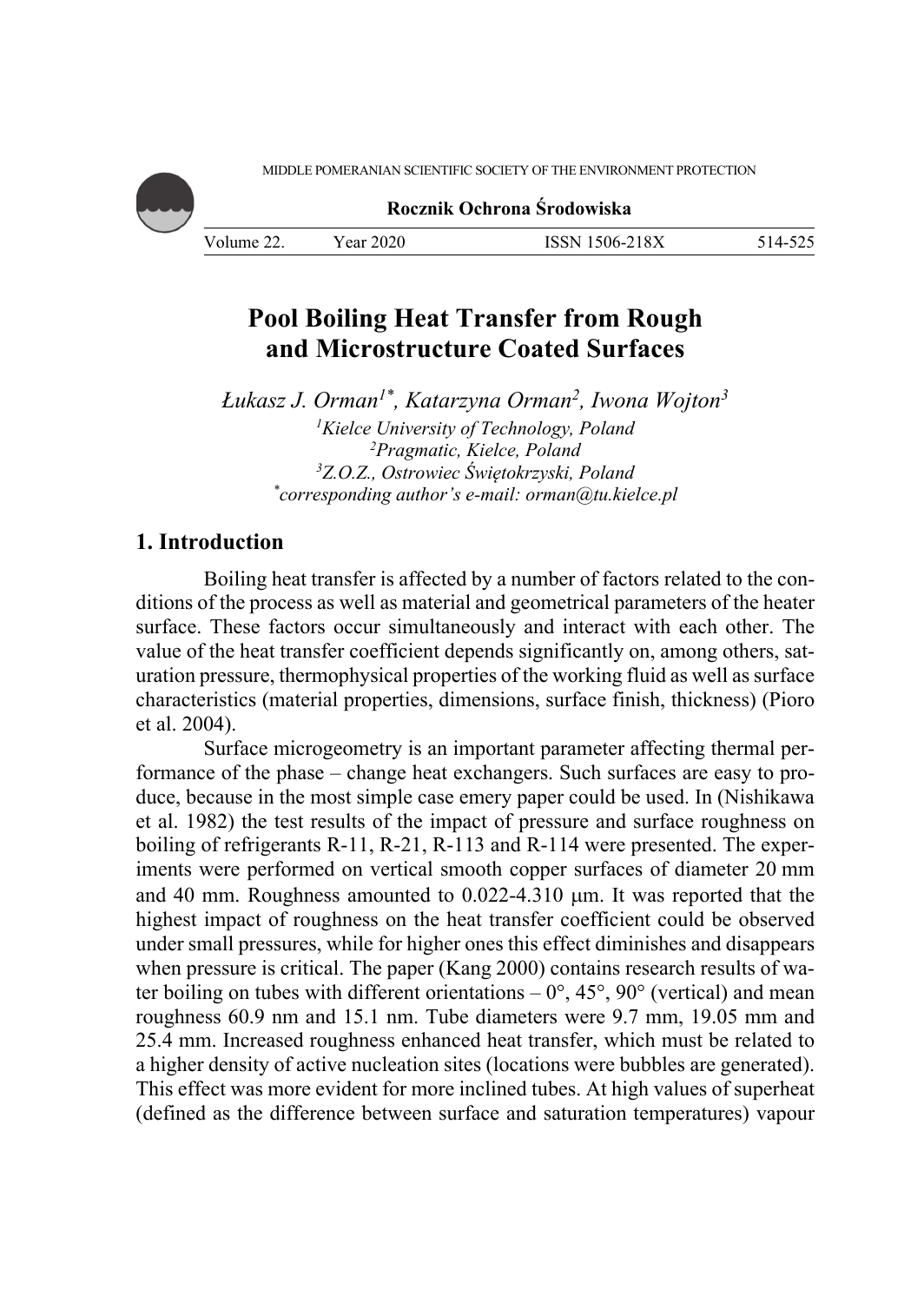# Pool Boiling Heat Transfer from Rough and Microstructure Coated Surfaces

*Łukasz J. Orman*[1*], *Katarzyna Orman*[2], *Iwona Wojton*[3]

[1]*Kielce University of Technology, Poland*
[2]*Pragmatic, Kielce, Poland*
[3]*Z.O.Z., Ostrowiec Świętokrzyski, Poland*
[*]*corresponding author's e-mail: orman@tu.kielce.pl*

## 1. Introduction

Boiling heat transfer is affected by a number of factors related to the conditions of the process as well as material and geometrical parameters of the heater surface. These factors occur simultaneously and interact with each other. The value of the heat transfer coefficient depends significantly on, among others, saturation pressure, thermophysical properties of the working fluid as well as surface characteristics (material properties, dimensions, surface finish, thickness) (Pioro et al. 2004).

Surface microgeometry is an important parameter affecting thermal performance of the phase – change heat exchangers. Such surfaces are easy to produce, because in the most simple case emery paper could be used. In (Nishikawa et al. 1982) the test results of the impact of pressure and surface roughness on boiling of refrigerants R-11, R-21, R-113 and R-114 were presented. The experiments were performed on vertical smooth copper surfaces of diameter 20 mm and 40 mm. Roughness amounted to 0.022-4.310 μm. It was reported that the highest impact of roughness on the heat transfer coefficient could be observed under small pressures, while for higher ones this effect diminishes and disappears when pressure is critical. The paper (Kang 2000) contains research results of water boiling on tubes with different orientations – 0°, 45°, 90° (vertical) and mean roughness 60.9 nm and 15.1 nm. Tube diameters were 9.7 mm, 19.05 mm and 25.4 mm. Increased roughness enhanced heat transfer, which must be related to a higher density of active nucleation sites (locations were bubbles are generated). This effect was more evident for more inclined tubes. At high values of superheat (defined as the difference between surface and saturation temperatures) vapour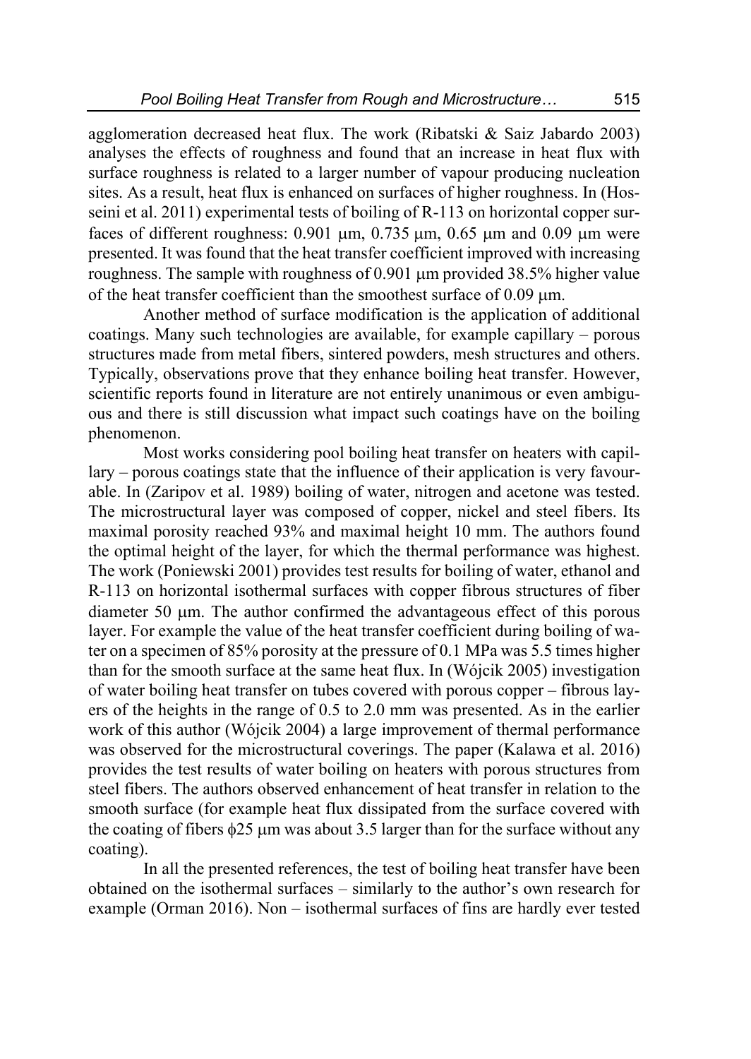agglomeration decreased heat flux. The work (Ribatski & Saiz Jabardo 2003) analyses the effects of roughness and found that an increase in heat flux with surface roughness is related to a larger number of vapour producing nucleation sites. As a result, heat flux is enhanced on surfaces of higher roughness. In (Hosseini et al. 2011) experimental tests of boiling of R-113 on horizontal copper surfaces of different roughness: 0.901 μm, 0.735 μm, 0.65 μm and 0.09 μm were presented. It was found that the heat transfer coefficient improved with increasing roughness. The sample with roughness of 0.901 μm provided 38.5% higher value of the heat transfer coefficient than the smoothest surface of 0.09 μm.

Another method of surface modification is the application of additional coatings. Many such technologies are available, for example capillary – porous structures made from metal fibers, sintered powders, mesh structures and others. Typically, observations prove that they enhance boiling heat transfer. However, scientific reports found in literature are not entirely unanimous or even ambiguous and there is still discussion what impact such coatings have on the boiling phenomenon.

Most works considering pool boiling heat transfer on heaters with capillary – porous coatings state that the influence of their application is very favourable. In (Zaripov et al. 1989) boiling of water, nitrogen and acetone was tested. The microstructural layer was composed of copper, nickel and steel fibers. Its maximal porosity reached 93% and maximal height 10 mm. The authors found the optimal height of the layer, for which the thermal performance was highest. The work (Poniewski 2001) provides test results for boiling of water, ethanol and R-113 on horizontal isothermal surfaces with copper fibrous structures of fiber diameter 50 μm. The author confirmed the advantageous effect of this porous layer. For example the value of the heat transfer coefficient during boiling of water on a specimen of 85% porosity at the pressure of 0.1 MPa was 5.5 times higher than for the smooth surface at the same heat flux. In (Wójcik 2005) investigation of water boiling heat transfer on tubes covered with porous copper – fibrous layers of the heights in the range of 0.5 to 2.0 mm was presented. As in the earlier work of this author (Wójcik 2004) a large improvement of thermal performance was observed for the microstructural coverings. The paper (Kalawa et al. 2016) provides the test results of water boiling on heaters with porous structures from steel fibers. The authors observed enhancement of heat transfer in relation to the smooth surface (for example heat flux dissipated from the surface covered with the coating of fibers $\phi$25 μm was about 3.5 larger than for the surface without any coating).

In all the presented references, the test of boiling heat transfer have been obtained on the isothermal surfaces – similarly to the author's own research for example (Orman 2016). Non – isothermal surfaces of fins are hardly ever tested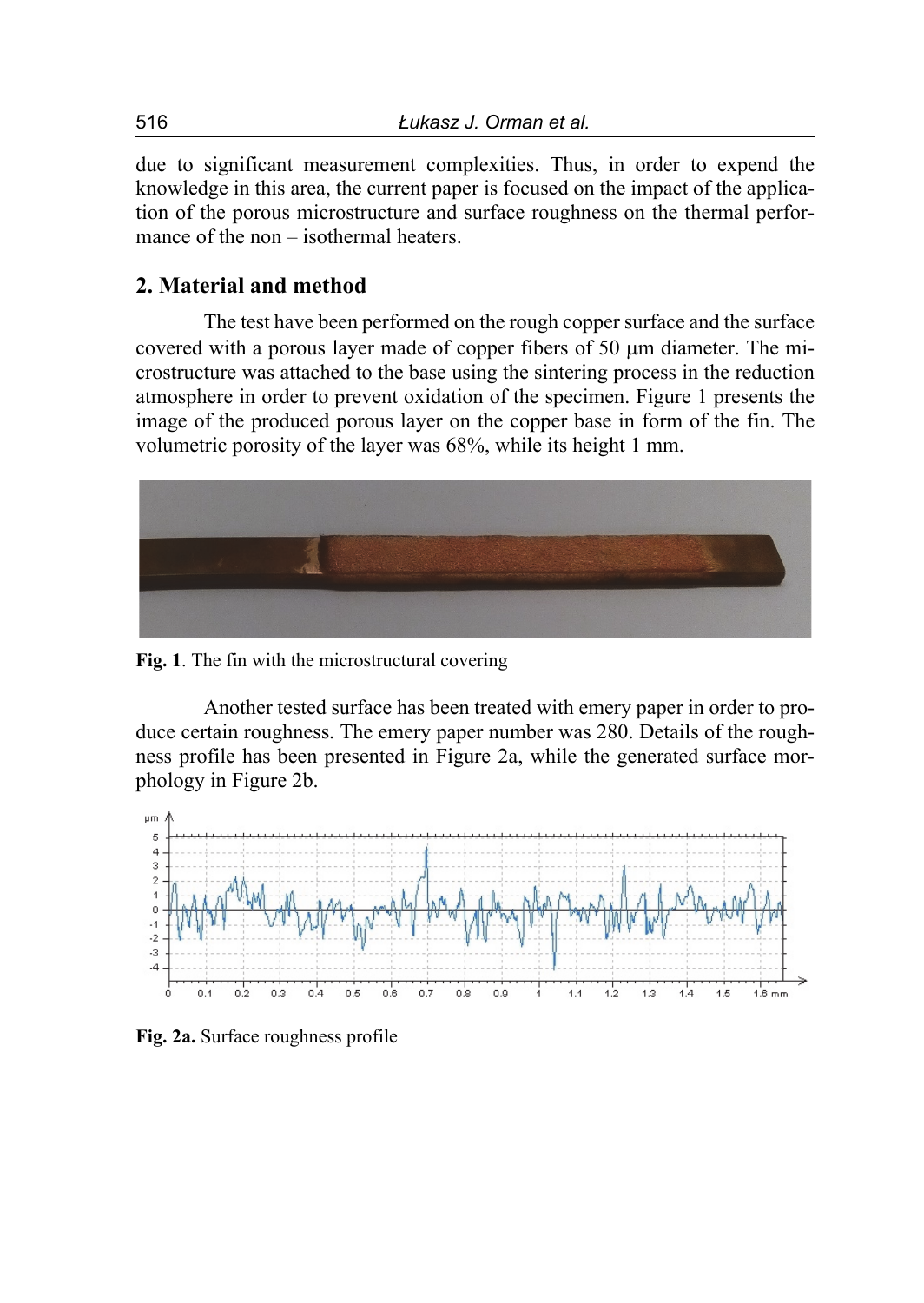due to significant measurement complexities. Thus, in order to expend the knowledge in this area, the current paper is focused on the impact of the application of the porous microstructure and surface roughness on the thermal performance of the non – isothermal heaters.

## 2. Material and method

The test have been performed on the rough copper surface and the surface covered with a porous layer made of copper fibers of 50 μm diameter. The microstructure was attached to the base using the sintering process in the reduction atmosphere in order to prevent oxidation of the specimen. Figure 1 presents the image of the produced porous layer on the copper base in form of the fin. The volumetric porosity of the layer was 68%, while its height 1 mm.

**Fig. 1**. The fin with the microstructural covering

Another tested surface has been treated with emery paper in order to produce certain roughness. The emery paper number was 280. Details of the roughness profile has been presented in Figure 2a, while the generated surface morphology in Figure 2b.

**Fig. 2a.** Surface roughness profile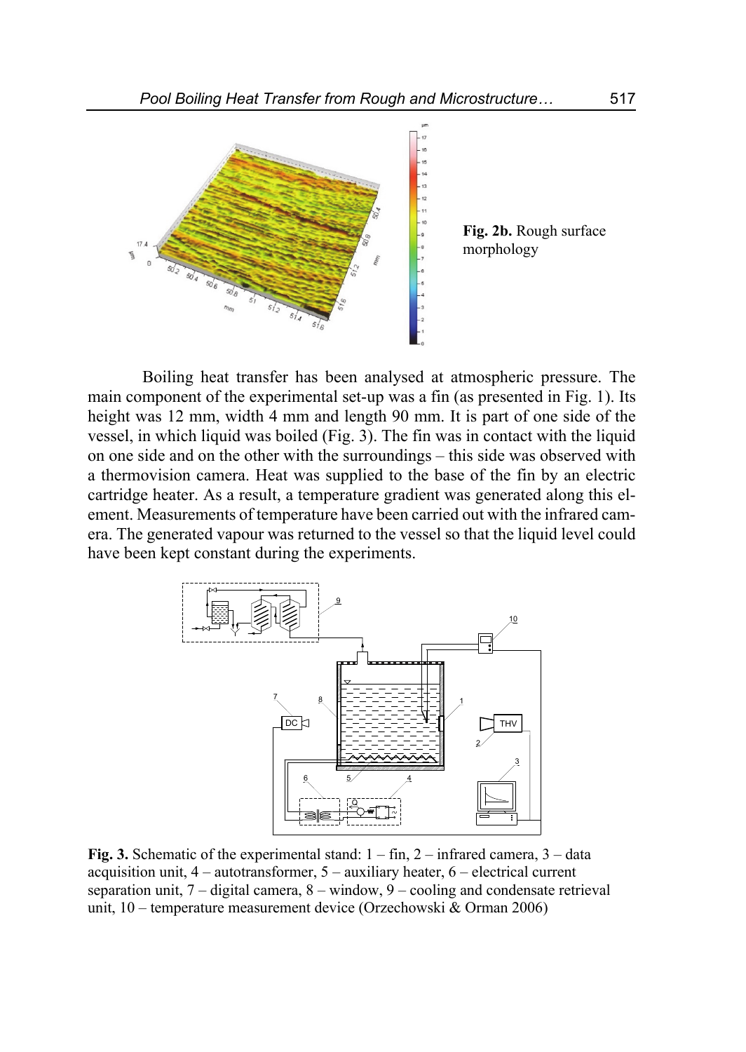**Fig. 2b.** Rough surface morphology

Boiling heat transfer has been analysed at atmospheric pressure. The main component of the experimental set-up was a fin (as presented in Fig. 1). Its height was 12 mm, width 4 mm and length 90 mm. It is part of one side of the vessel, in which liquid was boiled (Fig. 3). The fin was in contact with the liquid on one side and on the other with the surroundings – this side was observed with a thermovision camera. Heat was supplied to the base of the fin by an electric cartridge heater. As a result, a temperature gradient was generated along this element. Measurements of temperature have been carried out with the infrared camera. The generated vapour was returned to the vessel so that the liquid level could have been kept constant during the experiments.

**Fig. 3.** Schematic of the experimental stand: 1 – fin, 2 – infrared camera, 3 – data acquisition unit, 4 – autotransformer, 5 – auxiliary heater, 6 – electrical current separation unit, 7 – digital camera, 8 – window, 9 – cooling and condensate retrieval unit, 10 – temperature measurement device (Orzechowski & Orman 2006)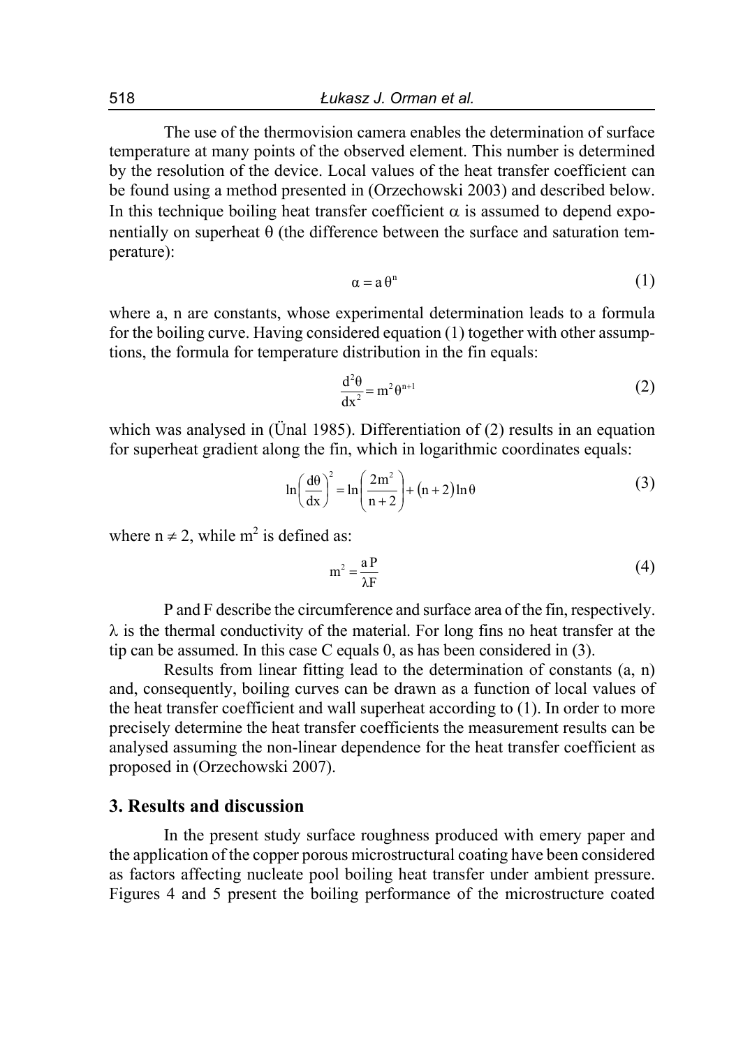The use of the thermovision camera enables the determination of surface temperature at many points of the observed element. This number is determined by the resolution of the device. Local values of the heat transfer coefficient can be found using a method presented in (Orzechowski 2003) and described below. In this technique boiling heat transfer coefficient $\alpha$ is assumed to depend exponentially on superheat $\theta$ (the difference between the surface and saturation temperature):

$$\alpha = a\,\theta^{n} \tag{1}$$

where a, n are constants, whose experimental determination leads to a formula for the boiling curve. Having considered equation (1) together with other assumptions, the formula for temperature distribution in the fin equals:

$$\frac{d^{2}\theta}{dx^{2}} = m^{2}\theta^{n+1} \tag{2}$$

which was analysed in (Ünal 1985). Differentiation of (2) results in an equation for superheat gradient along the fin, which in logarithmic coordinates equals:

$$\ln\left(\frac{d\theta}{dx}\right)^{2} = \ln\left(\frac{2m^{2}}{n+2}\right) + \left(n+2\right)\ln\theta \tag{3}$$

where $n \neq 2$, while $m^2$ is defined as:

$$m^{2} = \frac{a\,P}{\lambda F} \tag{4}$$

P and F describe the circumference and surface area of the fin, respectively. $\lambda$ is the thermal conductivity of the material. For long fins no heat transfer at the tip can be assumed. In this case C equals 0, as has been considered in (3).

Results from linear fitting lead to the determination of constants (a, n) and, consequently, boiling curves can be drawn as a function of local values of the heat transfer coefficient and wall superheat according to (1). In order to more precisely determine the heat transfer coefficients the measurement results can be analysed assuming the non-linear dependence for the heat transfer coefficient as proposed in (Orzechowski 2007).

## 3. Results and discussion

In the present study surface roughness produced with emery paper and the application of the copper porous microstructural coating have been considered as factors affecting nucleate pool boiling heat transfer under ambient pressure. Figures 4 and 5 present the boiling performance of the microstructure coated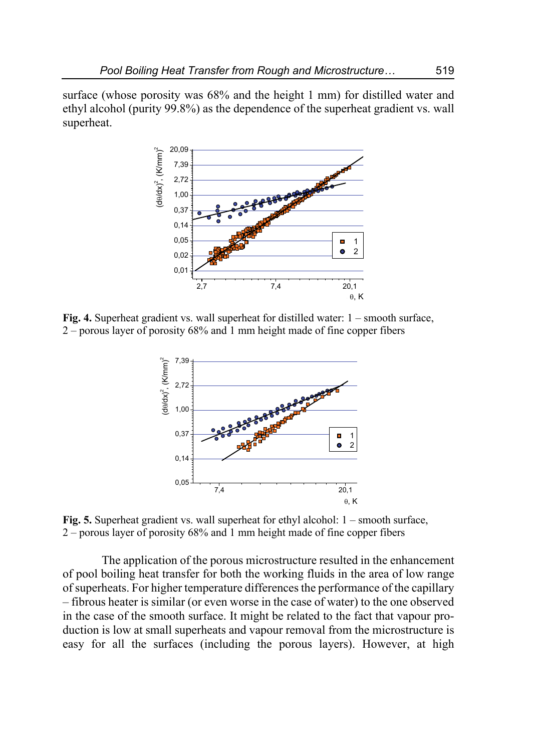surface (whose porosity was 68% and the height 1 mm) for distilled water and ethyl alcohol (purity 99.8%) as the dependence of the superheat gradient vs. wall superheat.

**Fig. 4.** Superheat gradient vs. wall superheat for distilled water: 1 – smooth surface, 2 – porous layer of porosity 68% and 1 mm height made of fine copper fibers

**Fig. 5.** Superheat gradient vs. wall superheat for ethyl alcohol: 1 – smooth surface, 2 – porous layer of porosity 68% and 1 mm height made of fine copper fibers

The application of the porous microstructure resulted in the enhancement of pool boiling heat transfer for both the working fluids in the area of low range of superheats. For higher temperature differences the performance of the capillary – fibrous heater is similar (or even worse in the case of water) to the one observed in the case of the smooth surface. It might be related to the fact that vapour production is low at small superheats and vapour removal from the microstructure is easy for all the surfaces (including the porous layers). However, at high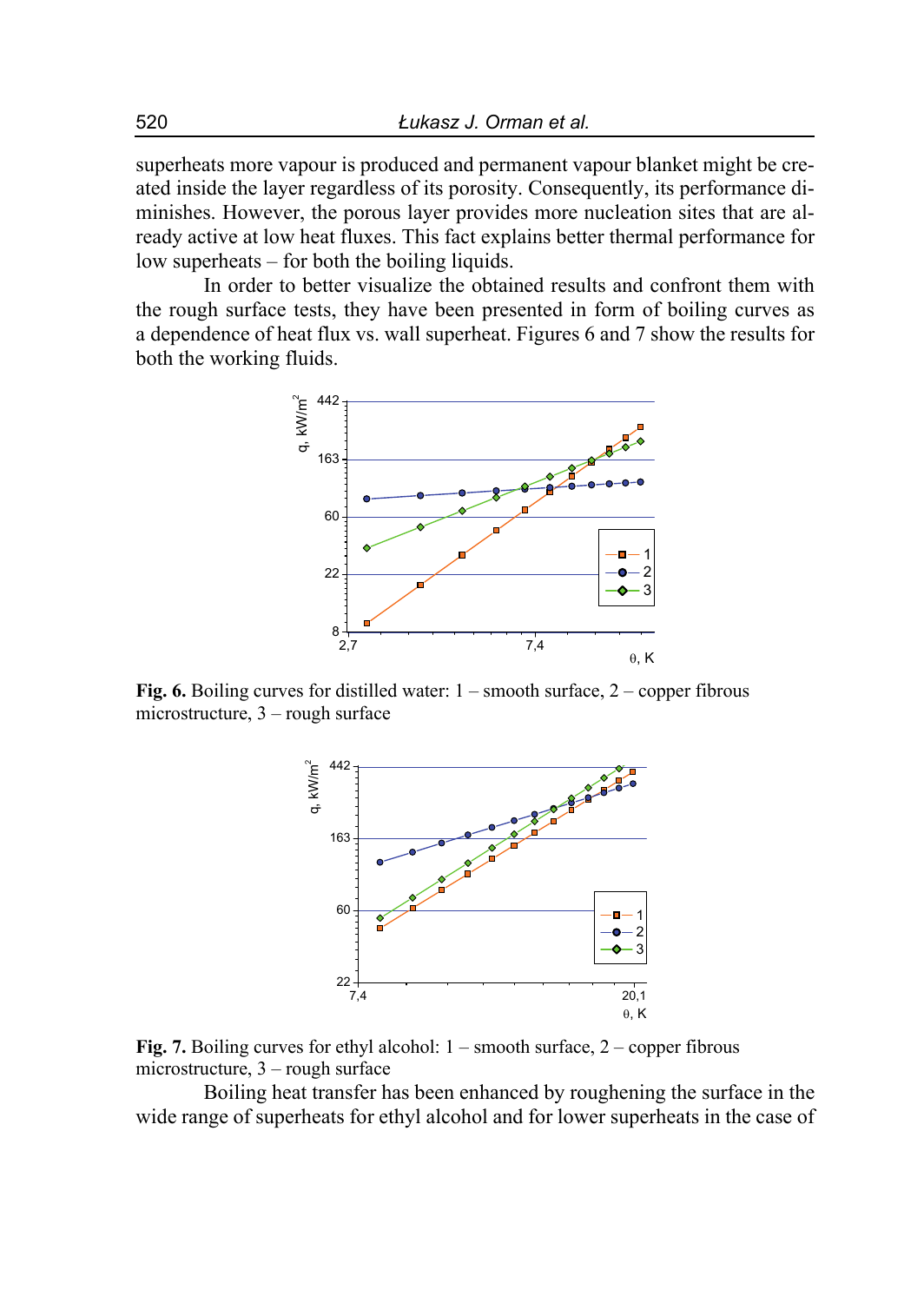superheats more vapour is produced and permanent vapour blanket might be created inside the layer regardless of its porosity. Consequently, its performance diminishes. However, the porous layer provides more nucleation sites that are already active at low heat fluxes. This fact explains better thermal performance for low superheats – for both the boiling liquids.

In order to better visualize the obtained results and confront them with the rough surface tests, they have been presented in form of boiling curves as a dependence of heat flux vs. wall superheat. Figures 6 and 7 show the results for both the working fluids.

**Fig. 6.** Boiling curves for distilled water: 1 – smooth surface, 2 – copper fibrous microstructure, 3 – rough surface

**Fig. 7.** Boiling curves for ethyl alcohol: 1 – smooth surface, 2 – copper fibrous microstructure, 3 – rough surface

Boiling heat transfer has been enhanced by roughening the surface in the wide range of superheats for ethyl alcohol and for lower superheats in the case of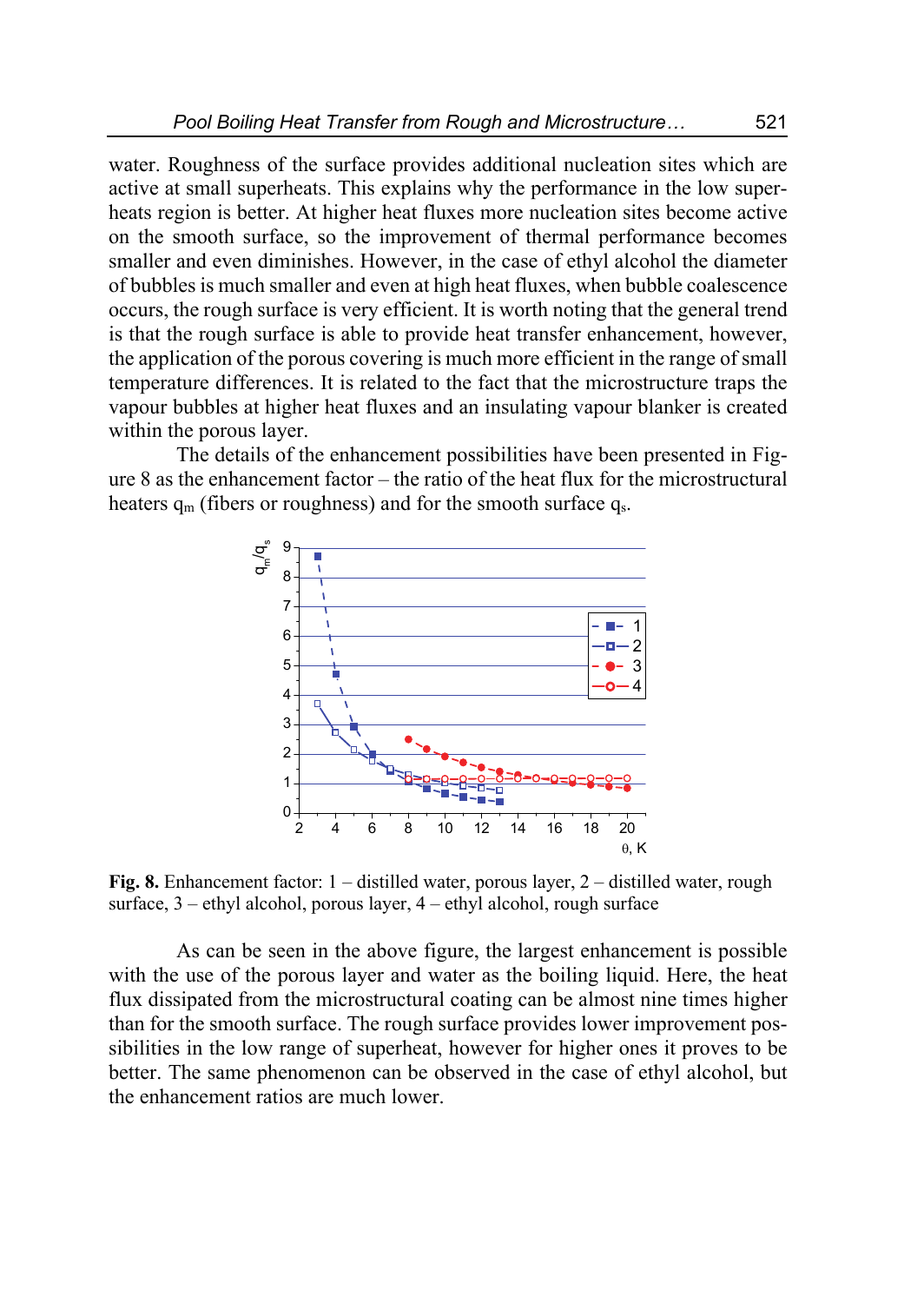water. Roughness of the surface provides additional nucleation sites which are active at small superheats. This explains why the performance in the low superheats region is better. At higher heat fluxes more nucleation sites become active on the smooth surface, so the improvement of thermal performance becomes smaller and even diminishes. However, in the case of ethyl alcohol the diameter of bubbles is much smaller and even at high heat fluxes, when bubble coalescence occurs, the rough surface is very efficient. It is worth noting that the general trend is that the rough surface is able to provide heat transfer enhancement, however, the application of the porous covering is much more efficient in the range of small temperature differences. It is related to the fact that the microstructure traps the vapour bubbles at higher heat fluxes and an insulating vapour blanker is created within the porous layer.

The details of the enhancement possibilities have been presented in Figure 8 as the enhancement factor – the ratio of the heat flux for the microstructural heaters $q_m$ (fibers or roughness) and for the smooth surface $q_s$.

**Fig. 8.** Enhancement factor: 1 – distilled water, porous layer, 2 – distilled water, rough surface, 3 – ethyl alcohol, porous layer, 4 – ethyl alcohol, rough surface

As can be seen in the above figure, the largest enhancement is possible with the use of the porous layer and water as the boiling liquid. Here, the heat flux dissipated from the microstructural coating can be almost nine times higher than for the smooth surface. The rough surface provides lower improvement possibilities in the low range of superheat, however for higher ones it proves to be better. The same phenomenon can be observed in the case of ethyl alcohol, but the enhancement ratios are much lower.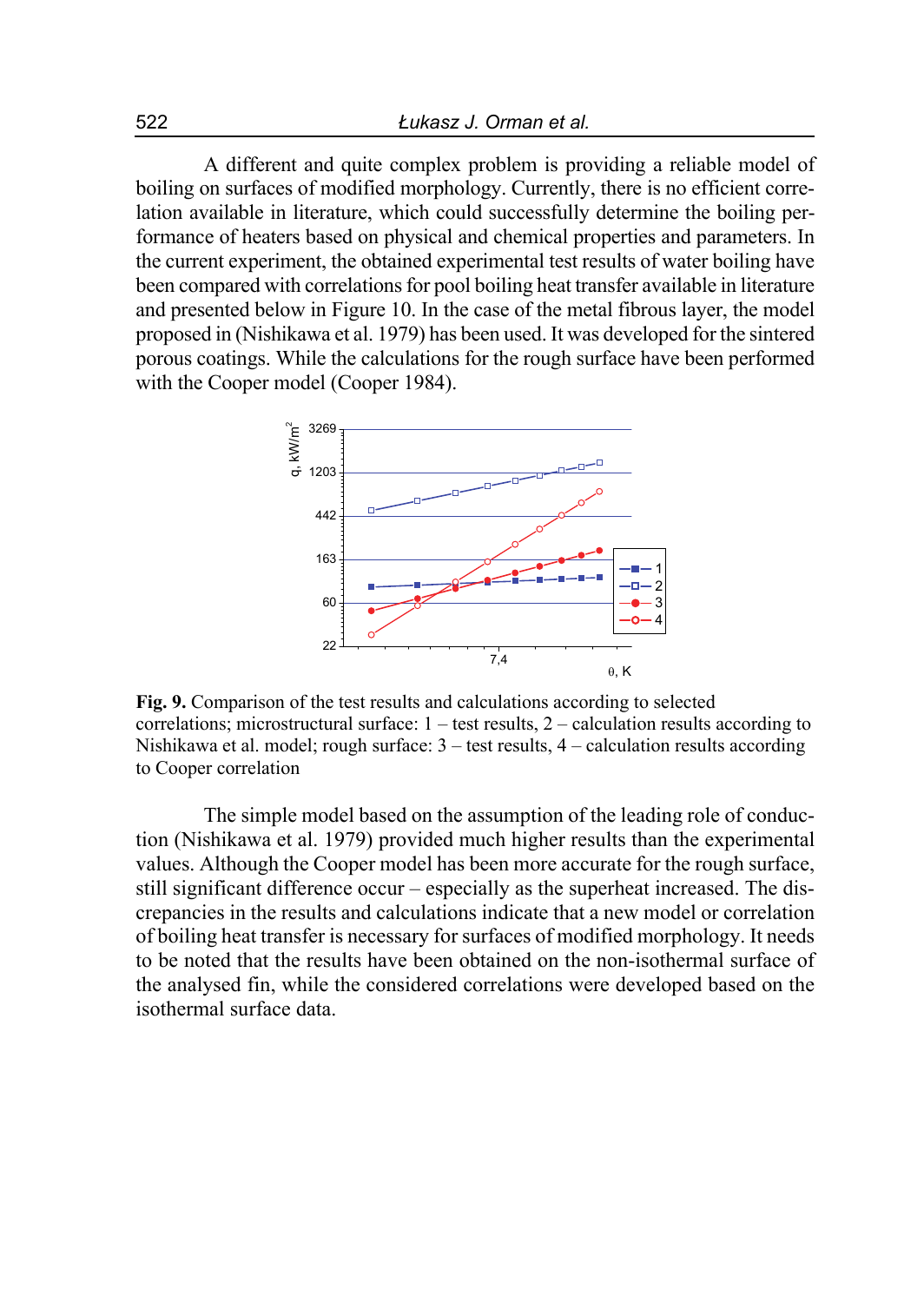A different and quite complex problem is providing a reliable model of boiling on surfaces of modified morphology. Currently, there is no efficient correlation available in literature, which could successfully determine the boiling performance of heaters based on physical and chemical properties and parameters. In the current experiment, the obtained experimental test results of water boiling have been compared with correlations for pool boiling heat transfer available in literature and presented below in Figure 10. In the case of the metal fibrous layer, the model proposed in (Nishikawa et al. 1979) has been used. It was developed for the sintered porous coatings. While the calculations for the rough surface have been performed with the Cooper model (Cooper 1984).

**Fig. 9.** Comparison of the test results and calculations according to selected correlations; microstructural surface: 1 – test results, 2 – calculation results according to Nishikawa et al. model; rough surface: 3 – test results, 4 – calculation results according to Cooper correlation

The simple model based on the assumption of the leading role of conduction (Nishikawa et al. 1979) provided much higher results than the experimental values. Although the Cooper model has been more accurate for the rough surface, still significant difference occur – especially as the superheat increased. The discrepancies in the results and calculations indicate that a new model or correlation of boiling heat transfer is necessary for surfaces of modified morphology. It needs to be noted that the results have been obtained on the non-isothermal surface of the analysed fin, while the considered correlations were developed based on the isothermal surface data.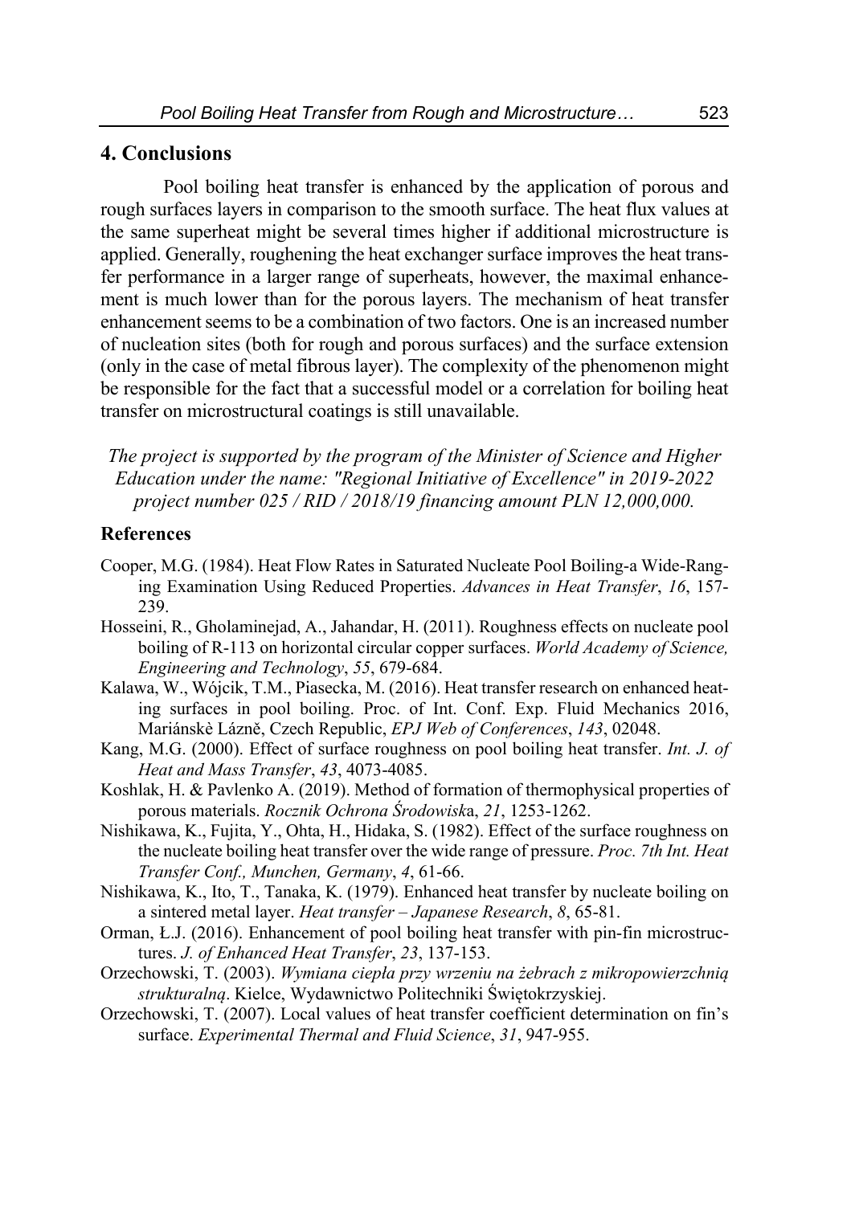## 4. Conclusions

Pool boiling heat transfer is enhanced by the application of porous and rough surfaces layers in comparison to the smooth surface. The heat flux values at the same superheat might be several times higher if additional microstructure is applied. Generally, roughening the heat exchanger surface improves the heat transfer performance in a larger range of superheats, however, the maximal enhancement is much lower than for the porous layers. The mechanism of heat transfer enhancement seems to be a combination of two factors. One is an increased number of nucleation sites (both for rough and porous surfaces) and the surface extension (only in the case of metal fibrous layer). The complexity of the phenomenon might be responsible for the fact that a successful model or a correlation for boiling heat transfer on microstructural coatings is still unavailable.

*The project is supported by the program of the Minister of Science and Higher Education under the name: "Regional Initiative of Excellence" in 2019-2022 project number 025 / RID / 2018/19 financing amount PLN 12,000,000.*

### References

Cooper, M.G. (1984). Heat Flow Rates in Saturated Nucleate Pool Boiling-a Wide-Ranging Examination Using Reduced Properties. *Advances in Heat Transfer*, *16*, 157-239.

Hosseini, R., Gholaminejad, A., Jahandar, H. (2011). Roughness effects on nucleate pool boiling of R-113 on horizontal circular copper surfaces. *World Academy of Science, Engineering and Technology*, *55*, 679-684.

Kalawa, W., Wójcik, T.M., Piasecka, M. (2016). Heat transfer research on enhanced heating surfaces in pool boiling. Proc. of Int. Conf. Exp. Fluid Mechanics 2016, Mariánskè Lázně, Czech Republic, *EPJ Web of Conferences*, *143*, 02048.

Kang, M.G. (2000). Effect of surface roughness on pool boiling heat transfer. *Int. J. of Heat and Mass Transfer*, *43*, 4073-4085.

Koshlak, H. & Pavlenko A. (2019). Method of formation of thermophysical properties of porous materials. *Rocznik Ochrona Środowiska*, *21*, 1253-1262.

Nishikawa, K., Fujita, Y., Ohta, H., Hidaka, S. (1982). Effect of the surface roughness on the nucleate boiling heat transfer over the wide range of pressure. *Proc. 7th Int. Heat Transfer Conf., Munchen, Germany*, *4*, 61-66.

Nishikawa, K., Ito, T., Tanaka, K. (1979). Enhanced heat transfer by nucleate boiling on a sintered metal layer. *Heat transfer – Japanese Research*, *8*, 65-81.

Orman, Ł.J. (2016). Enhancement of pool boiling heat transfer with pin-fin microstructures. *J. of Enhanced Heat Transfer*, *23*, 137-153.

Orzechowski, T. (2003). *Wymiana ciepła przy wrzeniu na żebrach z mikropowierzchnią strukturalną*. Kielce, Wydawnictwo Politechniki Świętokrzyskiej.

Orzechowski, T. (2007). Local values of heat transfer coefficient determination on fin's surface. *Experimental Thermal and Fluid Science*, *31*, 947-955.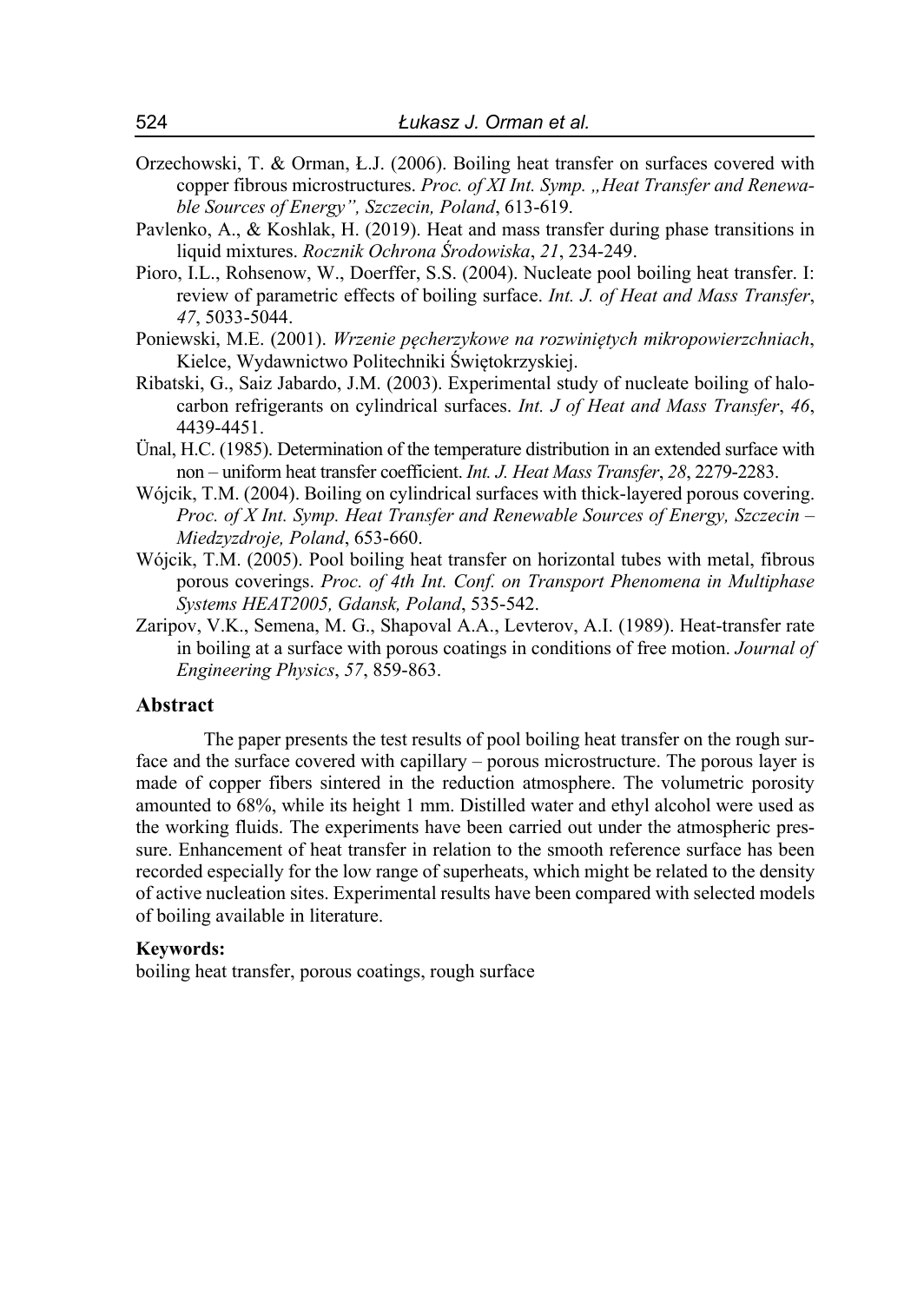Orzechowski, T. & Orman, Ł.J. (2006). Boiling heat transfer on surfaces covered with copper fibrous microstructures. *Proc. of XI Int. Symp. „Heat Transfer and Renewable Sources of Energy", Szczecin, Poland*, 613-619.

Pavlenko, A., & Koshlak, H. (2019). Heat and mass transfer during phase transitions in liquid mixtures. *Rocznik Ochrona Środowiska*, *21*, 234-249.

Pioro, I.L., Rohsenow, W., Doerffer, S.S. (2004). Nucleate pool boiling heat transfer. I: review of parametric effects of boiling surface. *Int. J. of Heat and Mass Transfer*, *47*, 5033-5044.

Poniewski, M.E. (2001). *Wrzenie pęcherzykowe na rozwiniętych mikropowierzchniach*, Kielce, Wydawnictwo Politechniki Świętokrzyskiej.

Ribatski, G., Saiz Jabardo, J.M. (2003). Experimental study of nucleate boiling of halocarbon refrigerants on cylindrical surfaces. *Int. J of Heat and Mass Transfer*, *46*, 4439-4451.

Ünal, H.C. (1985). Determination of the temperature distribution in an extended surface with non – uniform heat transfer coefficient. *Int. J. Heat Mass Transfer*, *28*, 2279-2283.

Wójcik, T.M. (2004). Boiling on cylindrical surfaces with thick-layered porous covering. *Proc. of X Int. Symp. Heat Transfer and Renewable Sources of Energy, Szczecin – Miedzyzdroje, Poland*, 653-660.

Wójcik, T.M. (2005). Pool boiling heat transfer on horizontal tubes with metal, fibrous porous coverings. *Proc. of 4th Int. Conf. on Transport Phenomena in Multiphase Systems HEAT2005, Gdansk, Poland*, 535-542.

Zaripov, V.K., Semena, M. G., Shapoval A.A., Levterov, A.I. (1989). Heat-transfer rate in boiling at a surface with porous coatings in conditions of free motion. *Journal of Engineering Physics*, *57*, 859-863.

## Abstract

The paper presents the test results of pool boiling heat transfer on the rough surface and the surface covered with capillary – porous microstructure. The porous layer is made of copper fibers sintered in the reduction atmosphere. The volumetric porosity amounted to 68%, while its height 1 mm. Distilled water and ethyl alcohol were used as the working fluids. The experiments have been carried out under the atmospheric pressure. Enhancement of heat transfer in relation to the smooth reference surface has been recorded especially for the low range of superheats, which might be related to the density of active nucleation sites. Experimental results have been compared with selected models of boiling available in literature.

**Keywords:**

boiling heat transfer, porous coatings, rough surface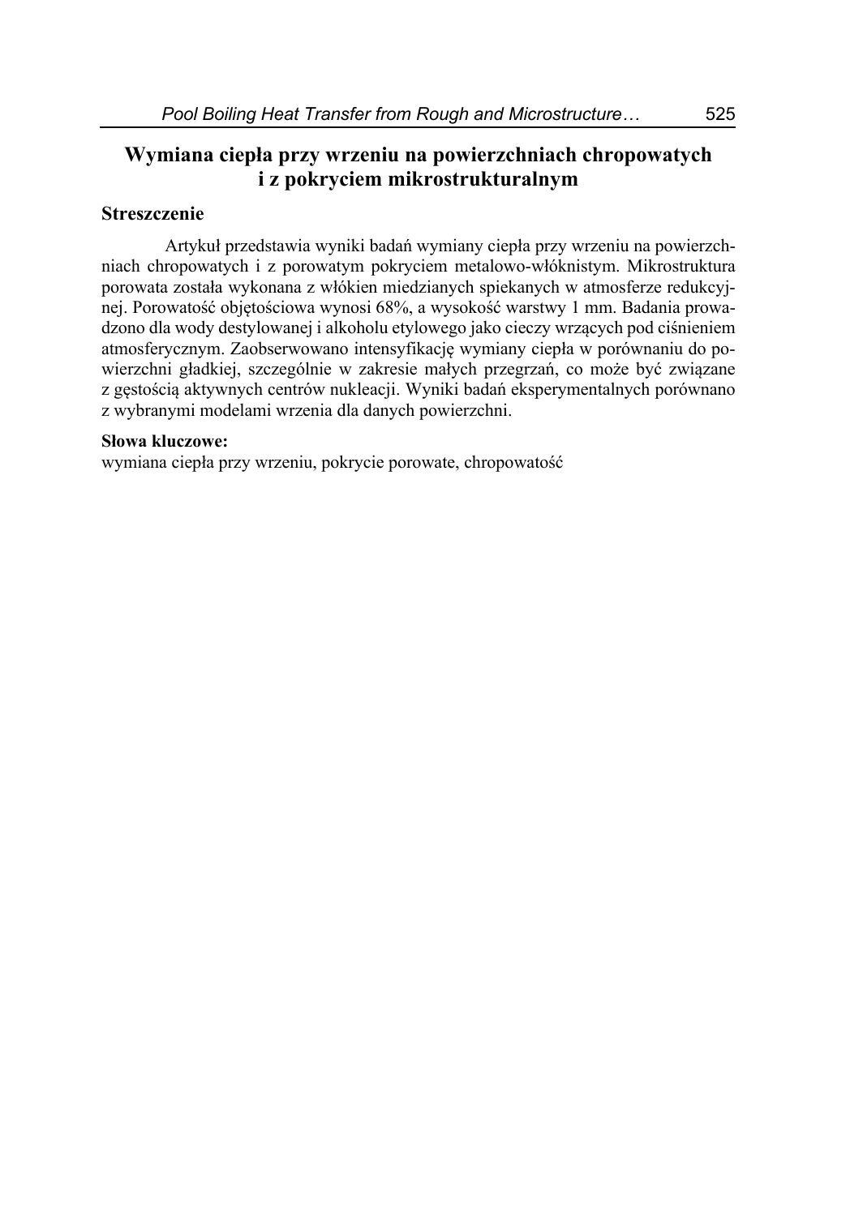## Wymiana ciepła przy wrzeniu na powierzchniach chropowatych i z pokryciem mikrostrukturalnym

### Streszczenie

Artykuł przedstawia wyniki badań wymiany ciepła przy wrzeniu na powierzchniach chropowatych i z porowatym pokryciem metalowo-włóknistym. Mikrostruktura porowata została wykonana z włókien miedzianych spiekanych w atmosferze redukcyjnej. Porowatość objętościowa wynosi 68%, a wysokość warstwy 1 mm. Badania prowadzono dla wody destylowanej i alkoholu etylowego jako cieczy wrzących pod ciśnieniem atmosferycznym. Zaobserwowano intensyfikację wymiany ciepła w porównaniu do powierzchni gładkiej, szczególnie w zakresie małych przegrzań, co może być związane z gęstością aktywnych centrów nukleacji. Wyniki badań eksperymentalnych porównano z wybranymi modelami wrzenia dla danych powierzchni.

**Słowa kluczowe:**
wymiana ciepła przy wrzeniu, pokrycie porowate, chropowatość